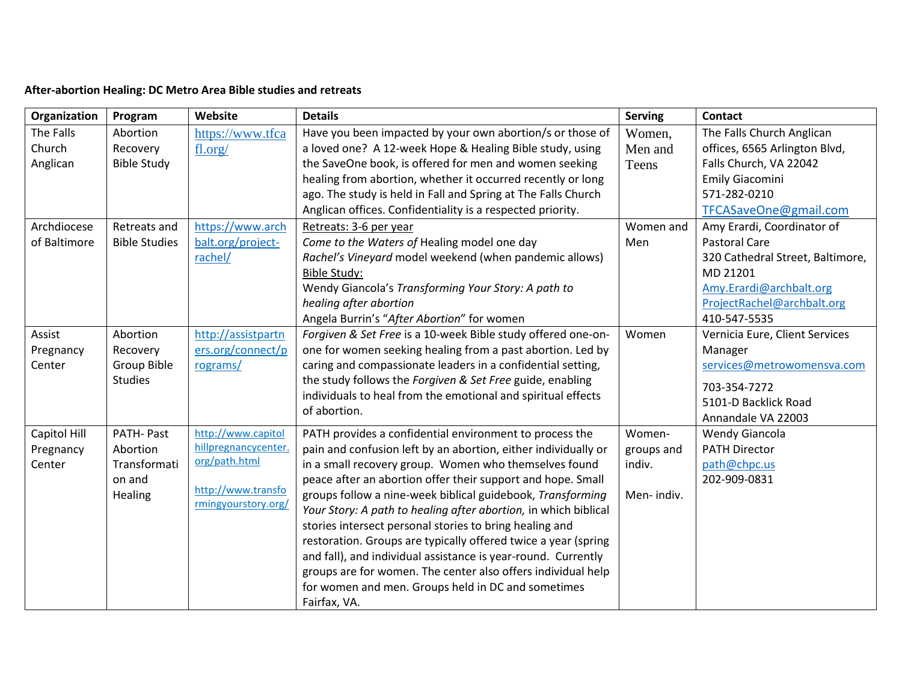**After-abortion Healing: DC Metro Area Bible studies and retreats**

| Organization | Program | Website | Details | Serving | Contact |
|---|---|---|---|---|---|
| The Falls Church Anglican | Abortion Recovery Bible Study | https://www.tfcafl.org/ | Have you been impacted by your own abortion/s or those of a loved one? A 12-week Hope & Healing Bible study, using the SaveOne book, is offered for men and women seeking healing from abortion, whether it occurred recently or long ago. The study is held in Fall and Spring at The Falls Church Anglican offices. Confidentiality is a respected priority. | Women, Men and Teens | The Falls Church Anglican offices, 6565 Arlington Blvd, Falls Church, VA 22042<br>Emily Giacomini<br>571-282-0210<br>TFCASaveOne@gmail.com |
| Archdiocese of Baltimore | Retreats and Bible Studies | https://www.archbalt.org/project-rachel/ | Retreats: 3-6 per year<br>*Come to the Waters of* Healing model one day<br>*Rachel's Vineyard* model weekend (when pandemic allows)<br>Bible Study:<br>Wendy Giancola's *Transforming Your Story: A path to healing after abortion*<br>Angela Burrin's "*After Abortion*" for women | Women and Men | Amy Erardi, Coordinator of Pastoral Care<br>320 Cathedral Street, Baltimore, MD 21201<br>Amy.Erardi@archbalt.org<br>ProjectRachel@archbalt.org<br>410-547-5535 |
| Assist Pregnancy Center | Abortion Recovery Group Bible Studies | http://assistpartners.org/connect/programs/ | *Forgiven & Set Free* is a 10-week Bible study offered one-on-one for women seeking healing from a past abortion. Led by caring and compassionate leaders in a confidential setting, the study follows the *Forgiven & Set Free* guide, enabling individuals to heal from the emotional and spiritual effects of abortion. | Women | Vernicia Eure, Client Services Manager<br>services@metrowomensva.com<br>703-354-7272<br>5101-D Backlick Road<br>Annandale VA 22003 |
| Capitol Hill Pregnancy Center | PATH- Past Abortion Transformation and Healing | http://www.capitolhillpregnancycenter.org/path.html<br><br>http://www.transformingyourstory.org/ | PATH provides a confidential environment to process the pain and confusion left by an abortion, either individually or in a small recovery group. Women who themselves found peace after an abortion offer their support and hope. Small groups follow a nine-week biblical guidebook, *Transforming Your Story: A path to healing after abortion,* in which biblical stories intersect personal stories to bring healing and restoration. Groups are typically offered twice a year (spring and fall), and individual assistance is year-round. Currently groups are for women. The center also offers individual help for women and men. Groups held in DC and sometimes Fairfax, VA. | Women- groups and indiv.<br><br>Men- indiv. | Wendy Giancola<br>PATH Director<br>path@chpc.us<br>202-909-0831 |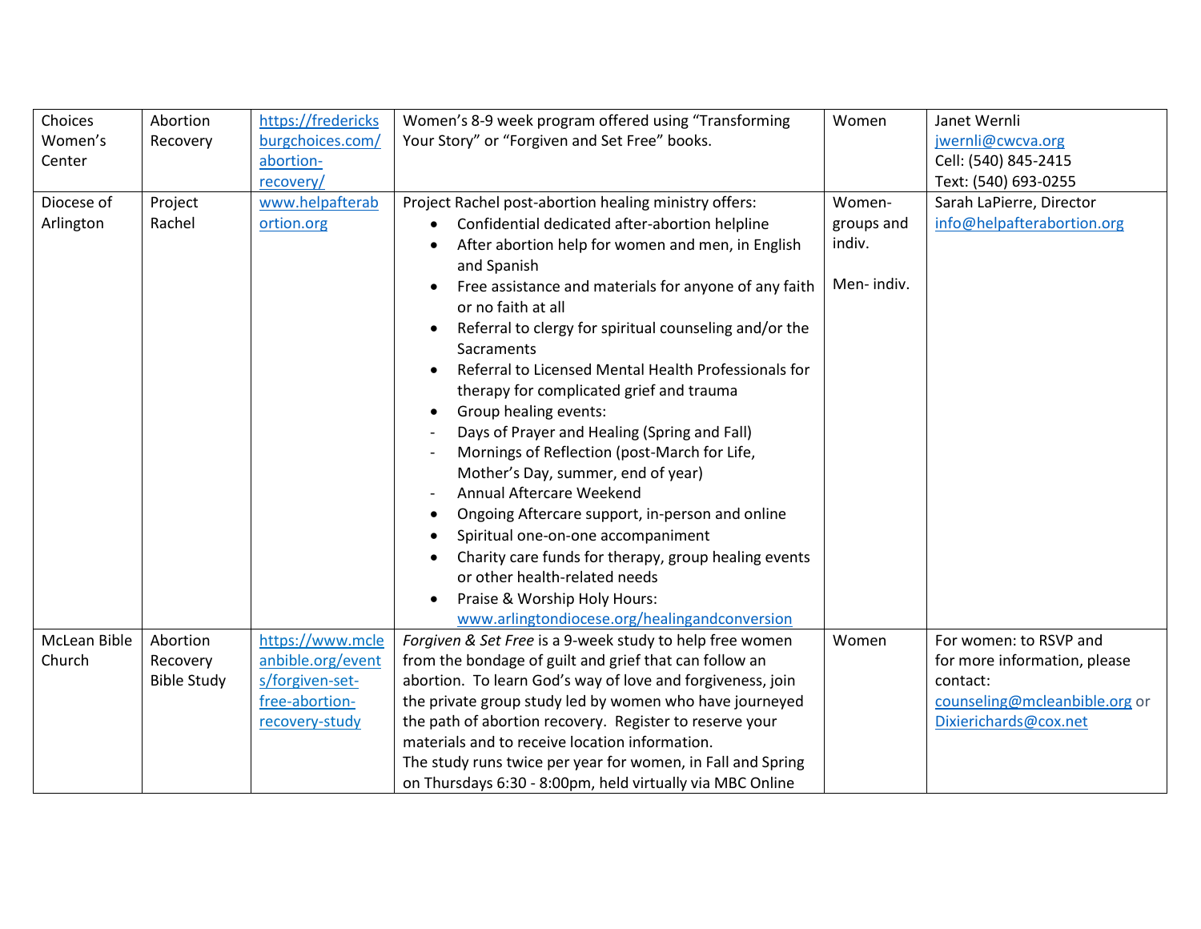| Choices Women's Center | Abortion Recovery | https://fredericksburgchoices.com/abortion-recovery/ | Women's 8-9 week program offered using "Transforming Your Story" or "Forgiven and Set Free" books. | Women | Janet Wernli<br>jwernli@cwcva.org<br>Cell: (540) 845-2415<br>Text: (540) 693-0255 |
|---|---|---|---|---|---|
| Diocese of Arlington | Project Rachel | www.helpafterabortion.org | Project Rachel post-abortion healing ministry offers:<br>• Confidential dedicated after-abortion helpline<br>• After abortion help for women and men, in English and Spanish<br>• Free assistance and materials for anyone of any faith or no faith at all<br>• Referral to clergy for spiritual counseling and/or the Sacraments<br>• Referral to Licensed Mental Health Professionals for therapy for complicated grief and trauma<br>• Group healing events:<br>- Days of Prayer and Healing (Spring and Fall)<br>- Mornings of Reflection (post-March for Life, Mother's Day, summer, end of year)<br>- Annual Aftercare Weekend<br>• Ongoing Aftercare support, in-person and online<br>• Spiritual one-on-one accompaniment<br>• Charity care funds for therapy, group healing events or other health-related needs<br>• Praise & Worship Holy Hours: www.arlingtondiocese.org/healingandconversion | Women- groups and indiv.<br><br>Men- indiv. | Sarah LaPierre, Director<br>info@helpafterabortion.org |
| McLean Bible Church | Abortion Recovery Bible Study | https://www.mcleanbible.org/events/forgiven-set-free-abortion-recovery-study | *Forgiven & Set Free* is a 9-week study to help free women from the bondage of guilt and grief that can follow an abortion. To learn God's way of love and forgiveness, join the private group study led by women who have journeyed the path of abortion recovery. Register to reserve your materials and to receive location information.<br>The study runs twice per year for women, in Fall and Spring on Thursdays 6:30 - 8:00pm, held virtually via MBC Online | Women | For women: to RSVP and for more information, please contact:<br>counseling@mcleanbible.org or Dixierichards@cox.net |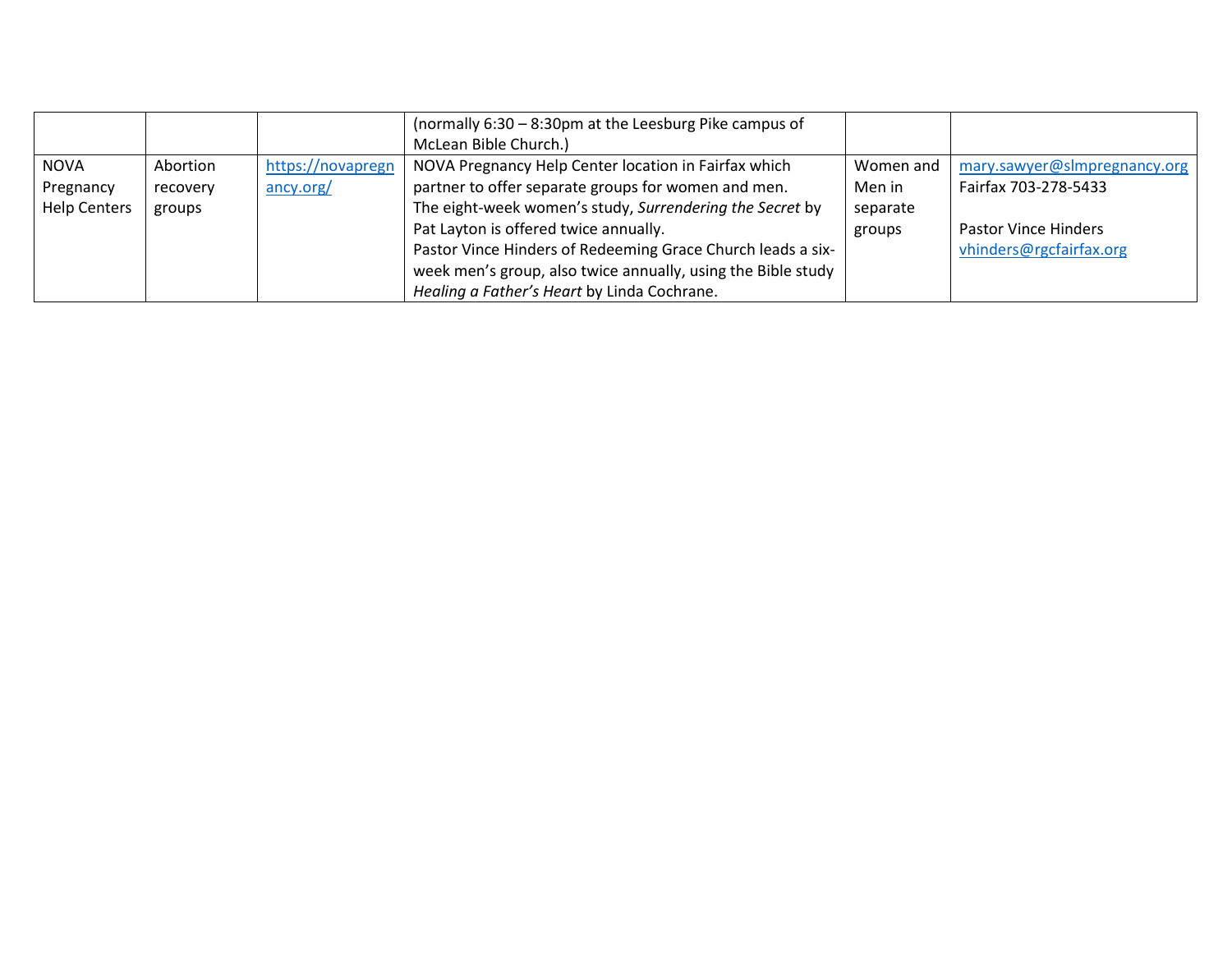| | | | | | |
|---|---|---|---|---|---|
| | | | (normally 6:30 – 8:30pm at the Leesburg Pike campus of McLean Bible Church.) | | |
| NOVA Pregnancy Help Centers | Abortion recovery groups | https://novapregnancy.org/ | NOVA Pregnancy Help Center location in Fairfax which partner to offer separate groups for women and men.<br>The eight-week women's study, *Surrendering the Secret* by Pat Layton is offered twice annually.<br>Pastor Vince Hinders of Redeeming Grace Church leads a six-week men's group, also twice annually, using the Bible study *Healing a Father's Heart* by Linda Cochrane. | Women and Men in separate groups | mary.sawyer@slmpregnancy.org<br>Fairfax 703-278-5433<br><br>Pastor Vince Hinders<br>vhinders@rgcfairfax.org |